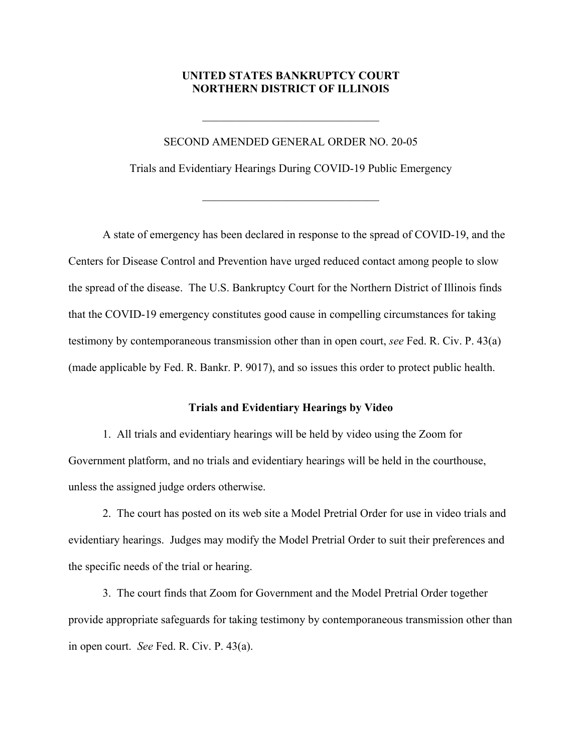# UNITED STATES BANKRUPTCY COURT
# NORTHERN DISTRICT OF ILLINOIS

---

SECOND AMENDED GENERAL ORDER NO. 20-05

Trials and Evidentiary Hearings During COVID-19 Public Emergency

---

A state of emergency has been declared in response to the spread of COVID-19, and the Centers for Disease Control and Prevention have urged reduced contact among people to slow the spread of the disease. The U.S. Bankruptcy Court for the Northern District of Illinois finds that the COVID-19 emergency constitutes good cause in compelling circumstances for taking testimony by contemporaneous transmission other than in open court, *see* Fed. R. Civ. P. 43(a) (made applicable by Fed. R. Bankr. P. 9017), and so issues this order to protect public health.

## Trials and Evidentiary Hearings by Video

1. All trials and evidentiary hearings will be held by video using the Zoom for Government platform, and no trials and evidentiary hearings will be held in the courthouse, unless the assigned judge orders otherwise.

2. The court has posted on its web site a Model Pretrial Order for use in video trials and evidentiary hearings. Judges may modify the Model Pretrial Order to suit their preferences and the specific needs of the trial or hearing.

3. The court finds that Zoom for Government and the Model Pretrial Order together provide appropriate safeguards for taking testimony by contemporaneous transmission other than in open court. *See* Fed. R. Civ. P. 43(a).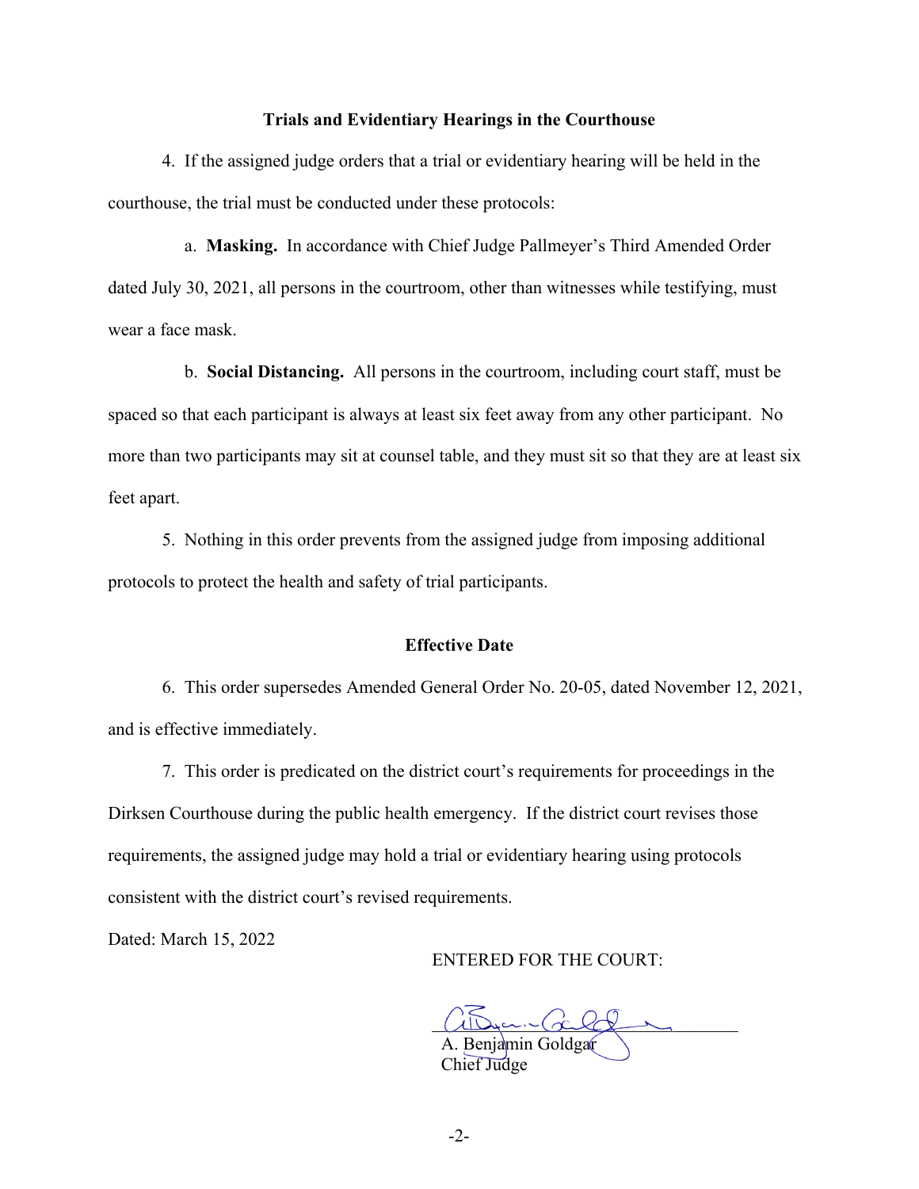## Trials and Evidentiary Hearings in the Courthouse

4. If the assigned judge orders that a trial or evidentiary hearing will be held in the courthouse, the trial must be conducted under these protocols:

a. **Masking.** In accordance with Chief Judge Pallmeyer's Third Amended Order dated July 30, 2021, all persons in the courtroom, other than witnesses while testifying, must wear a face mask.

b. **Social Distancing.** All persons in the courtroom, including court staff, must be spaced so that each participant is always at least six feet away from any other participant. No more than two participants may sit at counsel table, and they must sit so that they are at least six feet apart.

5. Nothing in this order prevents from the assigned judge from imposing additional protocols to protect the health and safety of trial participants.

## Effective Date

6. This order supersedes Amended General Order No. 20-05, dated November 12, 2021, and is effective immediately.

7. This order is predicated on the district court's requirements for proceedings in the Dirksen Courthouse during the public health emergency. If the district court revises those requirements, the assigned judge may hold a trial or evidentiary hearing using protocols consistent with the district court's revised requirements.

Dated: March 15, 2022

ENTERED FOR THE COURT:

A. Benjamin Goldgar
Chief Judge